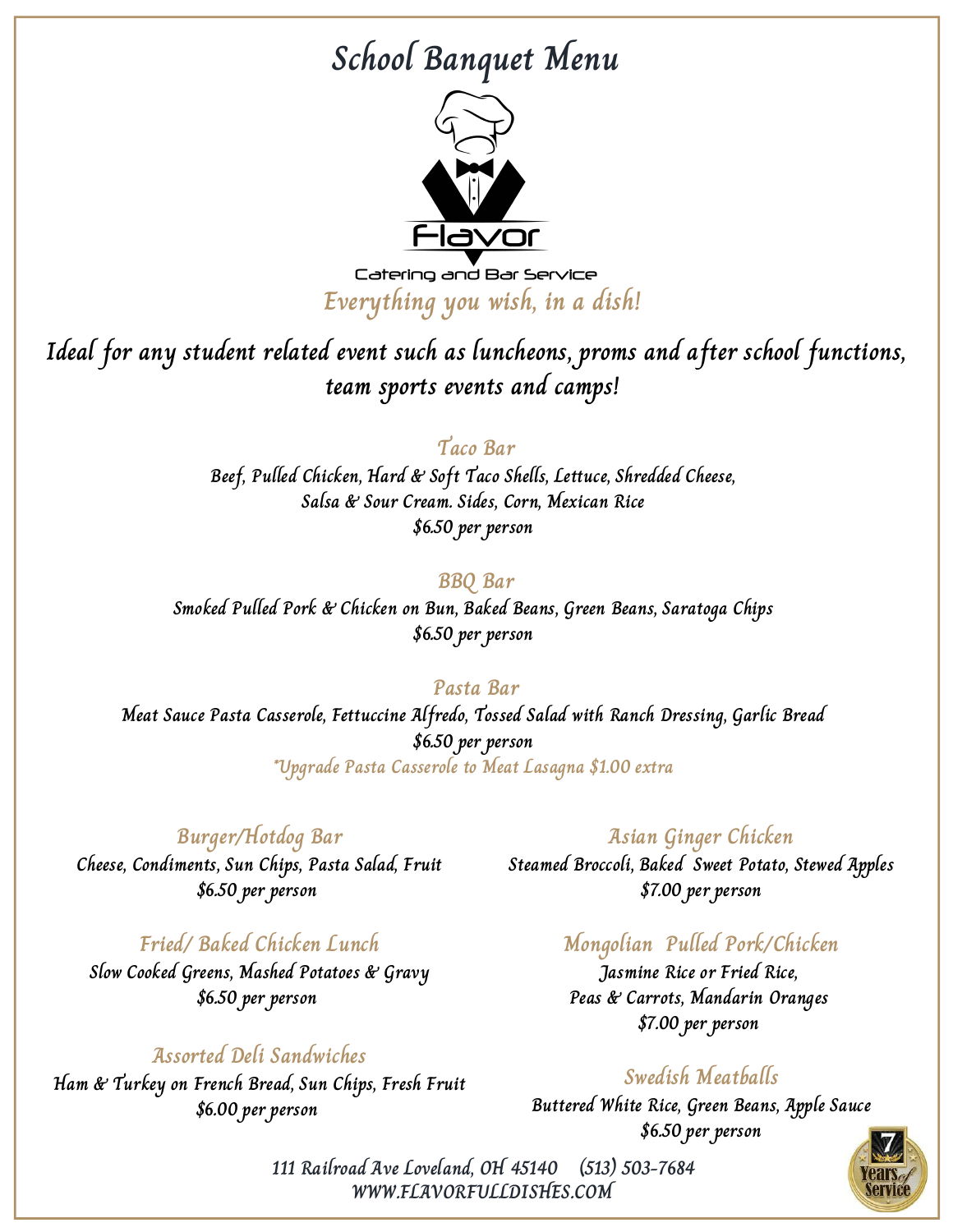# School Banquet Menu

Flavor

Catering and Bar Service

*Everything you wish, in a dish!*

## Ideal for any student related event such as luncheons, proms and after school functions, team sports events and camps!

### Taco Bar

Beef, Pulled Chicken, Hard & Soft Taco Shells, Lettuce, Shredded Cheese, Salsa & Sour Cream. Sides, Corn, Mexican Rice

$6.50 per person

### BBQ Bar

Smoked Pulled Pork & Chicken on Bun, Baked Beans, Green Beans, Saratoga Chips

$6.50 per person

### Pasta Bar

Meat Sauce Pasta Casserole, Fettuccine Alfredo, Tossed Salad with Ranch Dressing, Garlic Bread

$6.50 per person

*Upgrade Pasta Casserole to Meat Lasagna $1.00 extra

### Burger/Hotdog Bar

Cheese, Condiments, Sun Chips, Pasta Salad, Fruit

$6.50 per person

### Fried/ Baked Chicken Lunch

Slow Cooked Greens, Mashed Potatoes & Gravy

$6.50 per person

### Assorted Deli Sandwiches

Ham & Turkey on French Bread, Sun Chips, Fresh Fruit

$6.00 per person

### Asian Ginger Chicken

Steamed Broccoli, Baked Sweet Potato, Stewed Apples

$7.00 per person

### Mongolian Pulled Pork/Chicken

Jasmine Rice or Fried Rice,
Peas & Carrots, Mandarin Oranges

$7.00 per person

### Swedish Meatballs

Buttered White Rice, Green Beans, Apple Sauce

$6.50 per person

111 Railroad Ave Loveland, OH 45140 (513) 503-7684
WWW.FLAVORFULLDISHES.COM

7 Years of Service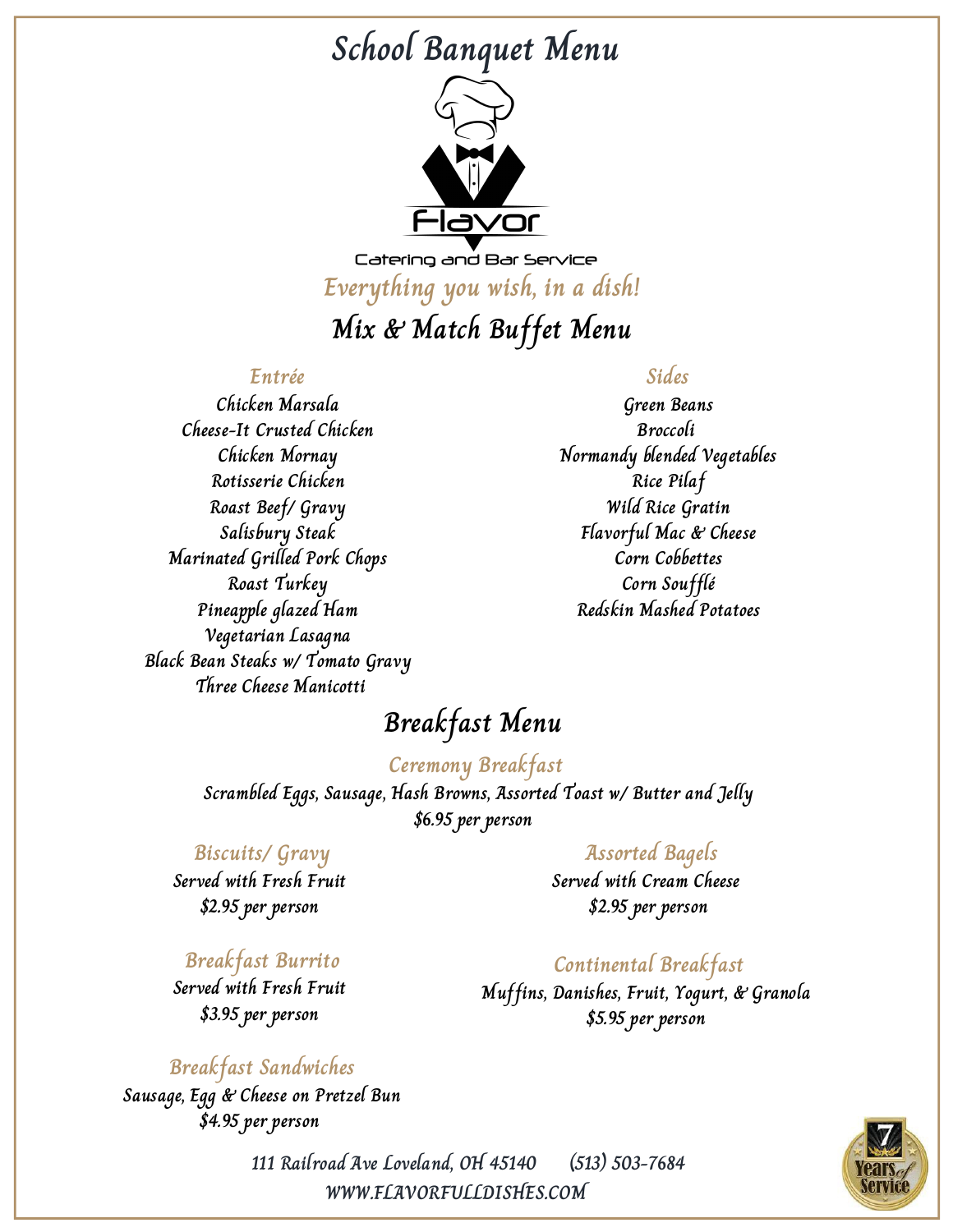# School Banquet Menu

Flavor

Catering and Bar Service

*Everything you wish, in a dish!*

## Mix & Match Buffet Menu

### Entrée

Chicken Marsala
Cheese-It Crusted Chicken
Chicken Mornay
Rotisserie Chicken
Roast Beef/ Gravy
Salisbury Steak
Marinated Grilled Pork Chops
Roast Turkey
Pineapple glazed Ham
Vegetarian Lasagna
Black Bean Steaks w/ Tomato Gravy
Three Cheese Manicotti

### Sides

Green Beans
Broccoli
Normandy blended Vegetables
Rice Pilaf
Wild Rice Gratin
Flavorful Mac & Cheese
Corn Cobbettes
Corn Soufflé
Redskin Mashed Potatoes

## Breakfast Menu

### Ceremony Breakfast

Scrambled Eggs, Sausage, Hash Browns, Assorted Toast w/ Butter and Jelly
$6.95 per person

### Biscuits/ Gravy

Served with Fresh Fruit
$2.95 per person

### Assorted Bagels

Served with Cream Cheese
$2.95 per person

### Breakfast Burrito

Served with Fresh Fruit
$3.95 per person

### Continental Breakfast

Muffins, Danishes, Fruit, Yogurt, & Granola
$5.95 per person

### Breakfast Sandwiches

Sausage, Egg & Cheese on Pretzel Bun
$4.95 per person

111 Railroad Ave Loveland, OH 45140 (513) 503-7684
WWW.FLAVORFULLDISHES.COM

7 Years of Service